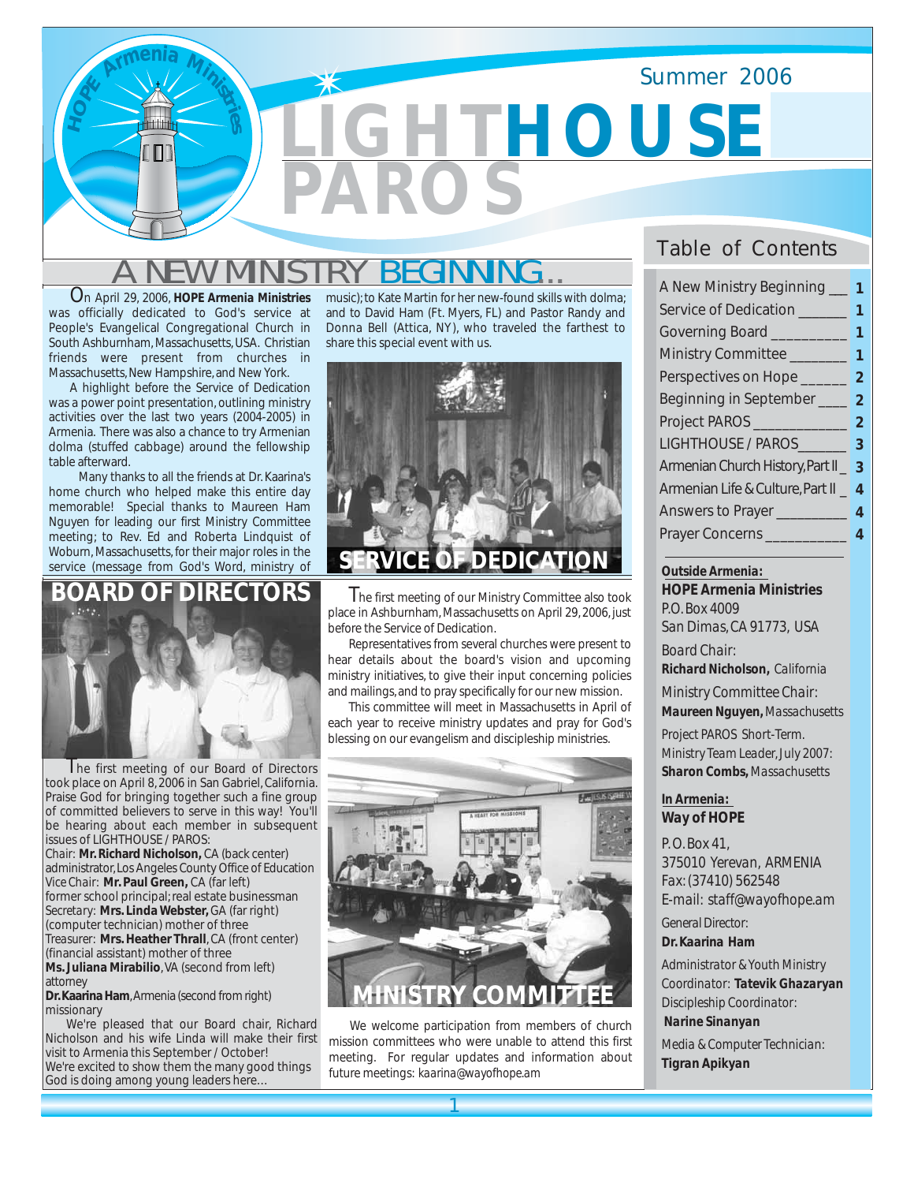# LIGHTHOUSE PAROS

Summer 2006

## A NEW MINISTRY BEGINNING...

On April 29, 2006, **HOPE Armenia Ministries** was officially dedicated to God's service at People's Evangelical Congregational Church in South Ashburnham, Massachusetts, USA. Christian friends were present from churches in Massachusetts, New Hampshire, and New York.

A highlight before the Service of Dedication was a power point presentation, outlining ministry activities over the last two years (2004-2005) in Armenia. There was also a chance to try Armenian dolma (stuffed cabbage) around the fellowship table afterward.

Many thanks to all the friends at Dr. Kaarina's home church who helped make this entire day memorable! Special thanks to Maureen Ham Nguyen for leading our first Ministry Committee meeting; to Rev. Ed and Roberta Lindquist of Woburn, Massachusetts, for their major roles in the service (message from God's Word, ministry of music); to Kate Martin for her new-found skills with dolma; and to David Ham (Ft. Myers, FL) and Pastor Randy and Donna Bell (Attica, NY), who traveled the farthest to share this special event with us.

SERVICE OF DEDICATION

## BOARD OF DIRECTORS

The first meeting of our Board of Directors took place on April 8, 2006 in San Gabriel, California. Praise God for bringing together such a fine group of committed believers to serve in this way! You'll be hearing about each member in subsequent issues of LIGHTHOUSE / PAROS:

Chair: **Mr. Richard Nicholson,** CA (back center)
administrator, Los Angeles County Office of Education
Vice Chair: **Mr. Paul Green,** CA (far left)
former school principal; real estate businessman
Secretary: **Mrs. Linda Webster,** GA (far right)
(computer technician) mother of three
Treasurer: **Mrs. Heather Thrall**, CA (front center)
(financial assistant) mother of three
**Ms. Juliana Mirabilio**, VA (second from left)
attorney
**Dr. Kaarina Ham**, Armenia (second from right)
missionary

We're pleased that our Board chair, Richard Nicholson and his wife Linda will make their first visit to Armenia this September / October! We're excited to show them the many good things God is doing among young leaders here...

## MINISTRY COMMITTEE

The first meeting of our Ministry Committee also took place in Ashburnham, Massachusetts on April 29, 2006, just before the Service of Dedication.

Representatives from several churches were present to hear details about the board's vision and upcoming ministry initiatives, to give their input concerning policies and mailings, and to pray specifically for our new mission.

This committee will meet in Massachusetts in April of each year to receive ministry updates and pray for God's blessing on our evangelism and discipleship ministries.

MINISTRY COMMITTEE

We welcome participation from members of church mission committees who were unable to attend this first meeting. For regular updates and information about future meetings: *kaarina@wayofhope.am*

## Table of Contents

| | |
|---|---|
| A New Ministry Beginning | 1 |
| Service of Dedication | 1 |
| Governing Board | 1 |
| Ministry Committee | 1 |
| Perspectives on Hope | 2 |
| Beginning in September | 2 |
| Project PAROS | 2 |
| LIGHTHOUSE / PAROS | 3 |
| Armenian Church History, Part II | 3 |
| Armenian Life & Culture, Part II | 4 |
| Answers to Prayer | 4 |
| Prayer Concerns | 4 |

**Outside Armenia:**
**HOPE Armenia Ministries**
P.O. Box 4009
San Dimas, CA 91773, USA

*Board Chair:*
**Richard Nicholson,** *California*

Ministry Committee Chair:
**Maureen Nguyen,** *Massachusetts*

*Project PAROS Short-Term.*
*Ministry Team Leader, July 2007:*
**Sharon Combs,** Massachusetts

**In Armenia:**
**Way of HOPE**

P.O. Box 41,
375010 Yerevan, ARMENIA
Fax: (37410) 562548
E-mail: staff@wayofhope.am

*General Director:*
**Dr. Kaarina Ham**

*Administrator & Youth Ministry Coordinator:* **Tatevik Ghazaryan**
*Discipleship Coordinator:*
**Narine Sinanyan**

*Media & Computer Technician:*
**Tigran Apikyan**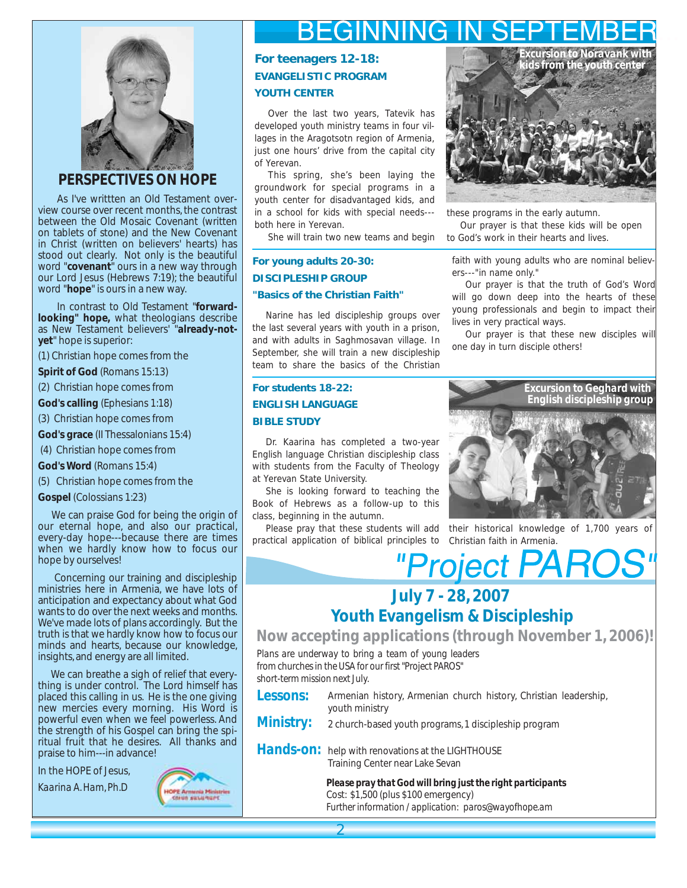## PERSPECTIVES ON HOPE

As I've writtten an Old Testament overview course over recent months, the contrast between the Old Mosaic Covenant (written on tablets of stone) and the New Covenant in Christ (written on believers' hearts) has stood out clearly. Not only is the beautiful word "**covenant**" ours in a new way through our Lord Jesus (Hebrews 7:19); the beautiful word "**hope**" is ours in a new way.

In contrast to Old Testament "**forward-looking" hope,** what theologians describe as New Testament believers' "**already-not-yet**" hope is superior:

(1) Christian hope comes from the **Spirit of God** (Romans 15:13)

(2) Christian hope comes from **God's calling** (Ephesians 1:18)

(3) Christian hope comes from **God's grace** (II Thessalonians 15:4)

(4) Christian hope comes from **God's Word** (Romans 15:4)

(5) Christian hope comes from the **Gospel** (Colossians 1:23)

We can praise God for being the origin of our eternal hope, and also our practical, every-day hope---because there are times when we hardly know how to focus our hope by ourselves!

Concerning our training and discipleship ministries here in Armenia, we have lots of anticipation and expectancy about what God wants to do over the next weeks and months. We've made lots of plans accordingly. But the truth is that we hardly know how to focus our minds and hearts, because our knowledge, insights, and energy are all limited.

We can breathe a sigh of relief that everything is under control. The Lord himself has placed this calling in us. He is the one giving new mercies every morning. His Word is powerful even when we feel powerless. And the strength of his Gospel can bring the spiritual fruit that he desires. All thanks and praise to him---in advance!

In the HOPE of Jesus,

Kaarina A. Ham, Ph.D

HOPE Armenia Ministries

# BEGINNING IN SEPTEMBER

### For teenagers 12-18:
### EVANGELISTIC PROGRAM
### YOUTH CENTER

Over the last two years, Tatevik has developed youth ministry teams in four villages in the Aragotsotn region of Armenia, just one hours' drive from the capital city of Yerevan.

This spring, she's been laying the groundwork for special programs in a youth center for disadvantaged kids, and in a school for kids with special needs---both here in Yerevan.

She will train two new teams and begin these programs in the early autumn.

Our prayer is that these kids will be open to God's work in their hearts and lives.

Excursion to Noravank with kids from the youth center

### For young adults 20-30:
### DISCIPLESHIP GROUP
### "Basics of the Christian Faith"

Narine has led discipleship groups over the last several years with youth in a prison, and with adults in Saghmosavan village. In September, she will train a new discipleship team to share the basics of the Christian faith with young adults who are nominal believers---"in name only."

Our prayer is that the truth of God's Word will go down deep into the hearts of these young professionals and begin to impact their lives in very practical ways.

Our prayer is that these new disciples will one day in turn disciple others!

### For students 18-22:
### ENGLISH LANGUAGE
### BIBLE STUDY

Dr. Kaarina has completed a two-year English language Christian discipleship class with students from the Faculty of Theology at Yerevan State University.

She is looking forward to teaching the Book of Hebrews as a follow-up to this class, beginning in the autumn.

Please pray that these students will add practical application of biblical principles to their historical knowledge of 1,700 years of Christian faith in Armenia.

Excursion to Geghard with English discipleship group

# "Project PAROS"

## July 7 - 28, 2007
## Youth Evangelism & Discipleship

**Now accepting applications (through November 1, 2006)!**

Plans are underway to bring a team of young leaders from churches in the USA for our first "Project PAROS" short-term mission next July.

**Lessons:** Armenian history, Armenian church history, Christian leadership, youth ministry

**Ministry:** 2 church-based youth programs, 1 discipleship program

**Hands-on:** help with renovations at the LIGHTHOUSE Training Center near Lake Sevan

***Please pray that God will bring just the right participants***

Cost: $1,500 (plus $100 emergency)

Further information / application: paros@wayofhope.am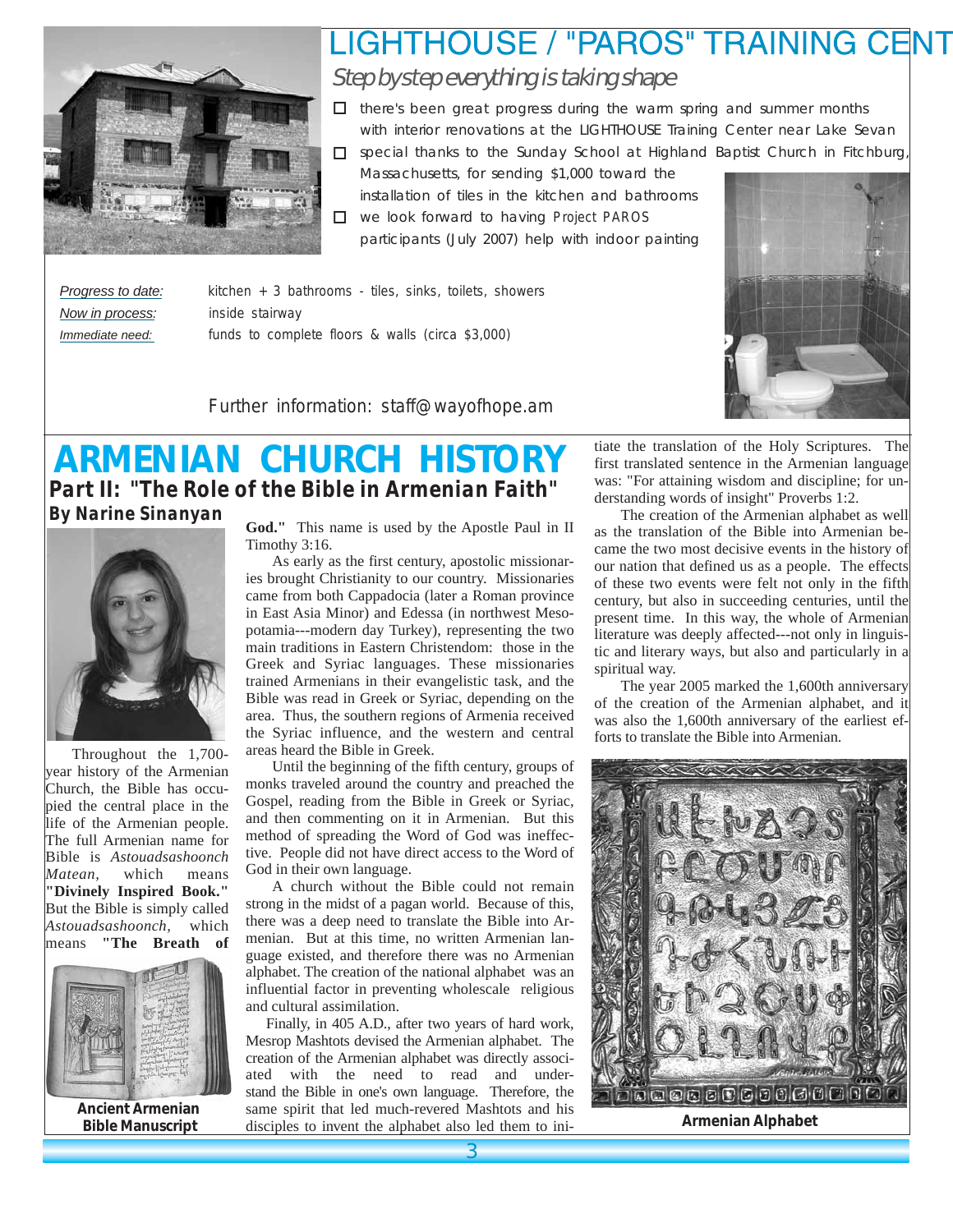# LIGHTHOUSE / "PAROS" TRAINING CENT

*Step by step everything is taking shape*

- there's been great progress during the warm spring and summer months with interior renovations at the LIGHTHOUSE Training Center near Lake Sevan
- special thanks to the Sunday School at Highland Baptist Church in Fitchburg, Massachusetts, for sending $1,000 toward the installation of tiles in the kitchen and bathrooms
- we look forward to having Project PAROS participants (July 2007) help with indoor painting

*Progress to date:* kitchen + 3 bathrooms - tiles, sinks, toilets, showers

*Now in process:* inside stairway

*Immediate need:* funds to complete floors & walls (circa $3,000)

Further information: staff@wayofhope.am

# ARMENIAN CHURCH HISTORY

## Part II: "The Role of the Bible in Armenian Faith"

**By Narine Sinanyan**

Throughout the 1,700-year history of the Armenian Church, the Bible has occupied the central place in the life of the Armenian people. The full Armenian name for Bible is *Astouadsashoonch Matean*, which means **"Divinely Inspired Book."** But the Bible is simply called *Astouadsashoonch*, which means **"The Breath of God."** This name is used by the Apostle Paul in II Timothy 3:16.

**Ancient Armenian Bible Manuscript**

As early as the first century, apostolic missionaries brought Christianity to our country. Missionaries came from both Cappadocia (later a Roman province in East Asia Minor) and Edessa (in northwest Mesopotamia---modern day Turkey), representing the two main traditions in Eastern Christendom: those in the Greek and Syriac languages. These missionaries trained Armenians in their evangelistic task, and the Bible was read in Greek or Syriac, depending on the area. Thus, the southern regions of Armenia received the Syriac influence, and the western and central areas heard the Bible in Greek.

Until the beginning of the fifth century, groups of monks traveled around the country and preached the Gospel, reading from the Bible in Greek or Syriac, and then commenting on it in Armenian. But this method of spreading the Word of God was ineffective. People did not have direct access to the Word of God in their own language.

A church without the Bible could not remain strong in the midst of a pagan world. Because of this, there was a deep need to translate the Bible into Armenian. But at this time, no written Armenian language existed, and therefore there was no Armenian alphabet. The creation of the national alphabet was an influential factor in preventing wholescale religious and cultural assimilation.

Finally, in 405 A.D., after two years of hard work, Mesrop Mashtots devised the Armenian alphabet. The creation of the Armenian alphabet was directly associated with the need to read and understand the Bible in one's own language. Therefore, the same spirit that led much-revered Mashtots and his disciples to invent the alphabet also led them to initiate the translation of the Holy Scriptures. The first translated sentence in the Armenian language was: "For attaining wisdom and discipline; for understanding words of insight" Proverbs 1:2.

The creation of the Armenian alphabet as well as the translation of the Bible into Armenian became the two most decisive events in the history of our nation that defined us as a people. The effects of these two events were felt not only in the fifth century, but also in succeeding centuries, until the present time. In this way, the whole of Armenian literature was deeply affected---not only in linguistic and literary ways, but also and particularly in a spiritual way.

The year 2005 marked the 1,600th anniversary of the creation of the Armenian alphabet, and it was also the 1,600th anniversary of the earliest efforts to translate the Bible into Armenian.

**Armenian Alphabet**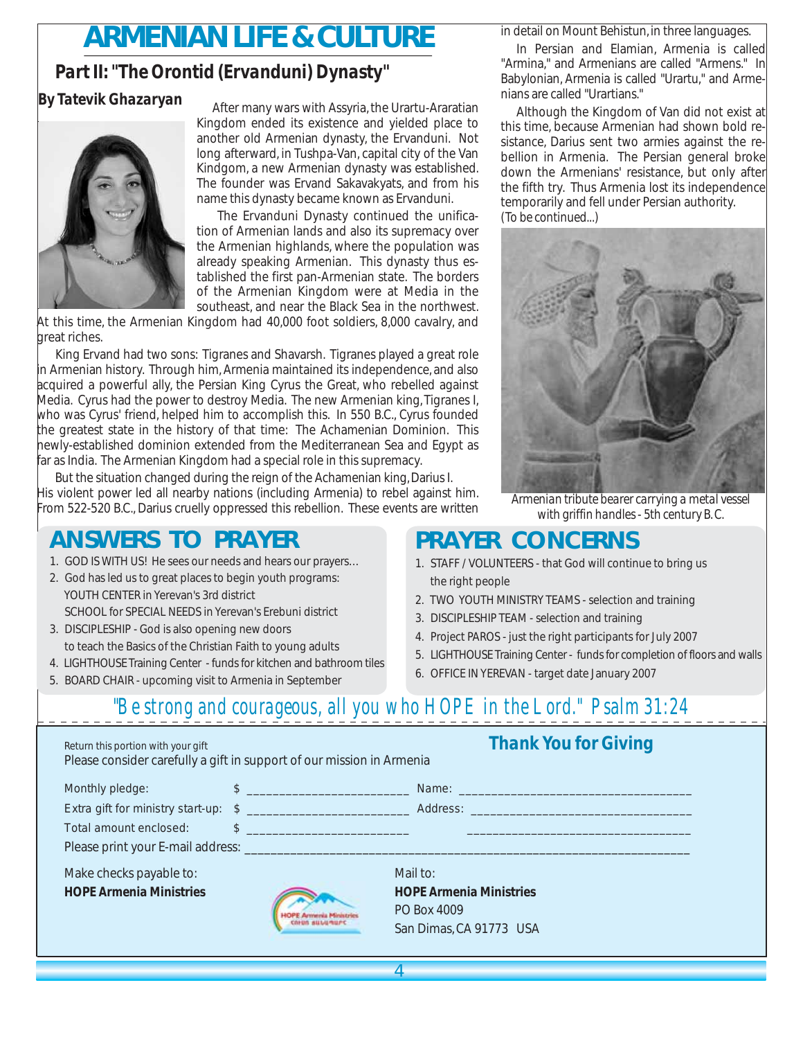# ARMENIAN LIFE & CULTURE

## Part II: "The Orontid (Ervanduni) Dynasty"

**By Tatevik Ghazaryan**

After many wars with Assyria, the Urartu-Araratian Kingdom ended its existence and yielded place to another old Armenian dynasty, the Ervanduni. Not long afterward, in Tushpa-Van, capital city of the Van Kindgom, a new Armenian dynasty was established. The founder was Ervand Sakavakyats, and from his name this dynasty became known as Ervanduni.

The Ervanduni Dynasty continued the unification of Armenian lands and also its supremacy over the Armenian highlands, where the population was already speaking Armenian. This dynasty thus established the first pan-Armenian state. The borders of the Armenian Kingdom were at Media in the southeast, and near the Black Sea in the northwest. At this time, the Armenian Kingdom had 40,000 foot soldiers, 8,000 cavalry, and great riches.

King Ervand had two sons: Tigranes and Shavarsh. Tigranes played a great role in Armenian history. Through him, Armenia maintained its independence, and also acquired a powerful ally, the Persian King Cyrus the Great, who rebelled against Media. Cyrus had the power to destroy Media. The new Armenian king, Tigranes I, who was Cyrus' friend, helped him to accomplish this. In 550 B.C., Cyrus founded the greatest state in the history of that time: The Achamenian Dominion. This newly-established dominion extended from the Mediterranean Sea and Egypt as far as India. The Armenian Kingdom had a special role in this supremacy.

But the situation changed during the reign of the Achamenian king, Darius I. His violent power led all nearby nations (including Armenia) to rebel against him. From 522-520 B.C., Darius cruelly oppressed this rebellion. These events are written in detail on Mount Behistun, in three languages.

In Persian and Elamian, Armenia is called "Armina," and Armenians are called "Armens." In Babylonian, Armenia is called "Urartu," and Armenians are called "Urartians."

Although the Kingdom of Van did not exist at this time, because Armenian had shown bold resistance, Darius sent two armies against the rebellion in Armenia. The Persian general broke down the Armenians' resistance, but only after the fifth try. Thus Armenia lost its independence temporarily and fell under Persian authority.

*(To be continued...)*

*Armenian tribute bearer carrying a metal vessel with griffin handles - 5th century B.C.*

## ANSWERS TO PRAYER

1. GOD IS WITH US! He sees our needs and hears our prayers...
2. God has led us to great places to begin youth programs:
   YOUTH CENTER in Yerevan's 3rd district
   SCHOOL for SPECIAL NEEDS in Yerevan's Erebuni district
3. DISCIPLESHIP - God is also opening new doors to teach the Basics of the Christian Faith to young adults
4. LIGHTHOUSE Training Center - funds for kitchen and bathroom tiles
5. BOARD CHAIR - upcoming visit to Armenia in September

## PRAYER CONCERNS

1. STAFF / VOLUNTEERS - that God will continue to bring us the right people
2. TWO YOUTH MINISTRY TEAMS - selection and training
3. DISCIPLESHIP TEAM - selection and training
4. Project PAROS - just the right participants for July 2007
5. LIGHTHOUSE Training Center - funds for completion of floors and walls
6. OFFICE IN YEREVAN - target date January 2007

*"Be strong and courageous, all you who HOPE in the Lord." Psalm 31:24*

---

Return this portion with your gift

**Thank You for Giving**

Please consider carefully a gift in support of our mission in Armenia

Monthly pledge: $ ________________ Name: ________________

Extra gift for ministry start-up: $ ________________ Address: ________________

Total amount enclosed: $ ________________ ________________

Please print your E-mail address: ________________

Make checks payable to:
**HOPE Armenia Ministries**

Mail to:
**HOPE Armenia Ministries**
PO Box 4009
San Dimas, CA 91773 USA